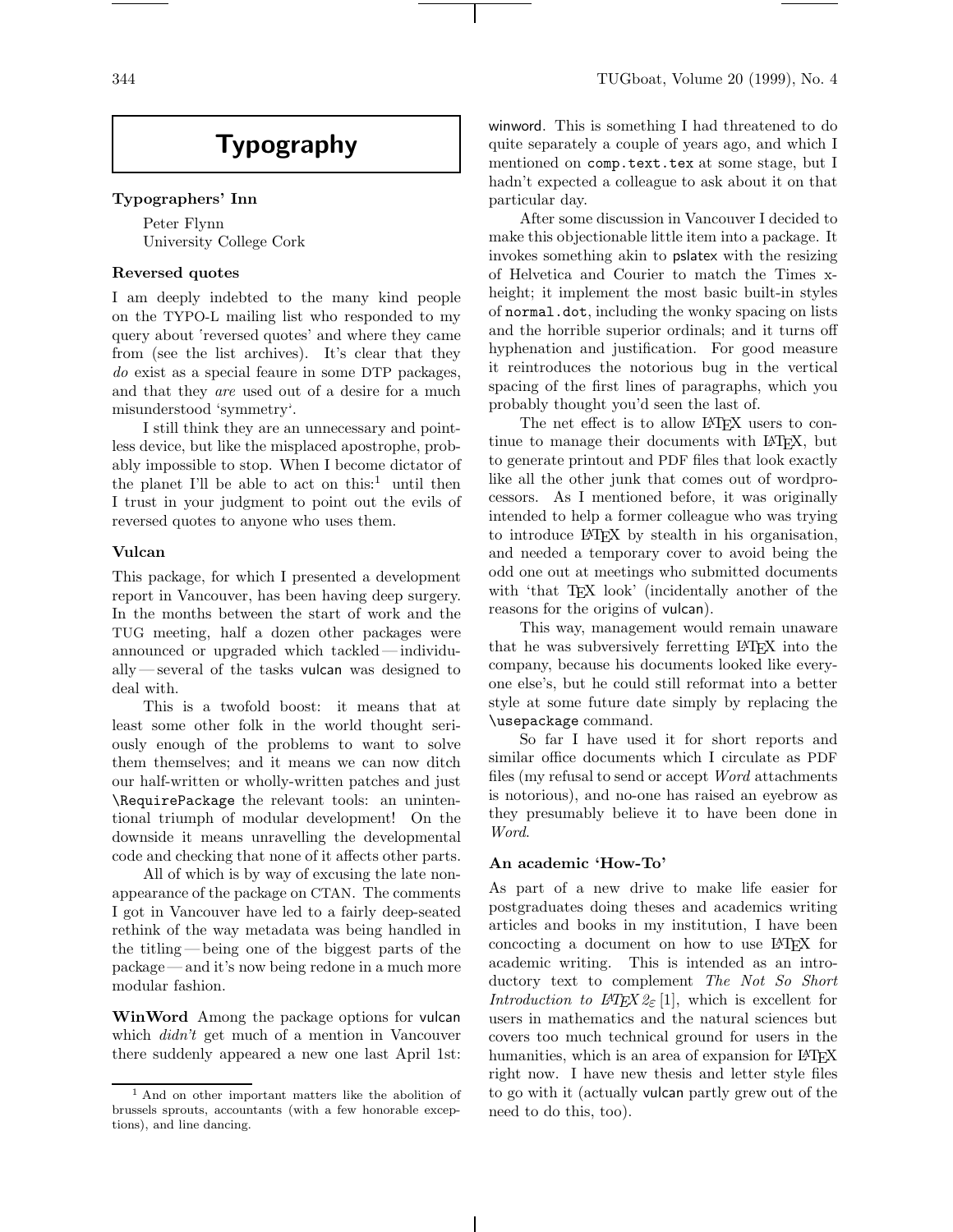# Typography

### Typographers' Inn

Peter Flynn
University College Cork

### Reversed quotes

I am deeply indebted to the many kind people on the TYPO-L mailing list who responded to my query about 'reversed quotes' and where they came from (see the list archives). It's clear that they *do* exist as a special feaure in some DTP packages, and that they *are* used out of a desire for a much misunderstood 'symmetry'.

I still think they are an unnecessary and pointless device, but like the misplaced apostrophe, probably impossible to stop. When I become dictator of the planet I'll be able to act on this:[1] until then I trust in your judgment to point out the evils of reversed quotes to anyone who uses them.

### Vulcan

This package, for which I presented a development report in Vancouver, has been having deep surgery. In the months between the start of work and the TUG meeting, half a dozen other packages were announced or upgraded which tackled — individually — several of the tasks vulcan was designed to deal with.

This is a twofold boost: it means that at least some other folk in the world thought seriously enough of the problems to want to solve them themselves; and it means we can now ditch our half-written or wholly-written patches and just `\RequirePackage` the relevant tools: an unintentional triumph of modular development! On the downside it means unravelling the developmental code and checking that none of it affects other parts.

All of which is by way of excusing the late non-appearance of the package on CTAN. The comments I got in Vancouver have led to a fairly deep-seated rethink of the way metadata was being handled in the titling — being one of the biggest parts of the package — and it's now being redone in a much more modular fashion.

**WinWord** Among the package options for vulcan which *didn't* get much of a mention in Vancouver there suddenly appeared a new one last April 1st: winword. This is something I had threatened to do quite separately a couple of years ago, and which I mentioned on `comp.text.tex` at some stage, but I hadn't expected a colleague to ask about it on that particular day.

After some discussion in Vancouver I decided to make this objectionable little item into a package. It invokes something akin to pslatex with the resizing of Helvetica and Courier to match the Times x-height; it implement the most basic built-in styles of `normal.dot`, including the wonky spacing on lists and the horrible superior ordinals; and it turns off hyphenation and justification. For good measure it reintroduces the notorious bug in the vertical spacing of the first lines of paragraphs, which you probably thought you'd seen the last of.

The net effect is to allow LaTeX users to continue to manage their documents with LaTeX, but to generate printout and PDF files that look exactly like all the other junk that comes out of wordprocessors. As I mentioned before, it was originally intended to help a former colleague who was trying to introduce LaTeX by stealth in his organisation, and needed a temporary cover to avoid being the odd one out at meetings who submitted documents with 'that TeX look' (incidentally another of the reasons for the origins of vulcan).

This way, management would remain unaware that he was subversively ferretting LaTeX into the company, because his documents looked like everyone else's, but he could still reformat into a better style at some future date simply by replacing the `\usepackage` command.

So far I have used it for short reports and similar office documents which I circulate as PDF files (my refusal to send or accept *Word* attachments is notorious), and no-one has raised an eyebrow as they presumably believe it to have been done in *Word*.

### An academic 'How-To'

As part of a new drive to make life easier for postgraduates doing theses and academics writing articles and books in my institution, I have been concocting a document on how to use LaTeX for academic writing. This is intended as an introductory text to complement *The Not So Short Introduction to LaTeX 2ε* [1], which is excellent for users in mathematics and the natural sciences but covers too much technical ground for users in the humanities, which is an area of expansion for LaTeX right now. I have new thesis and letter style files to go with it (actually vulcan partly grew out of the need to do this, too).

---

[1] And on other important matters like the abolition of brussels sprouts, accountants (with a few honorable exceptions), and line dancing.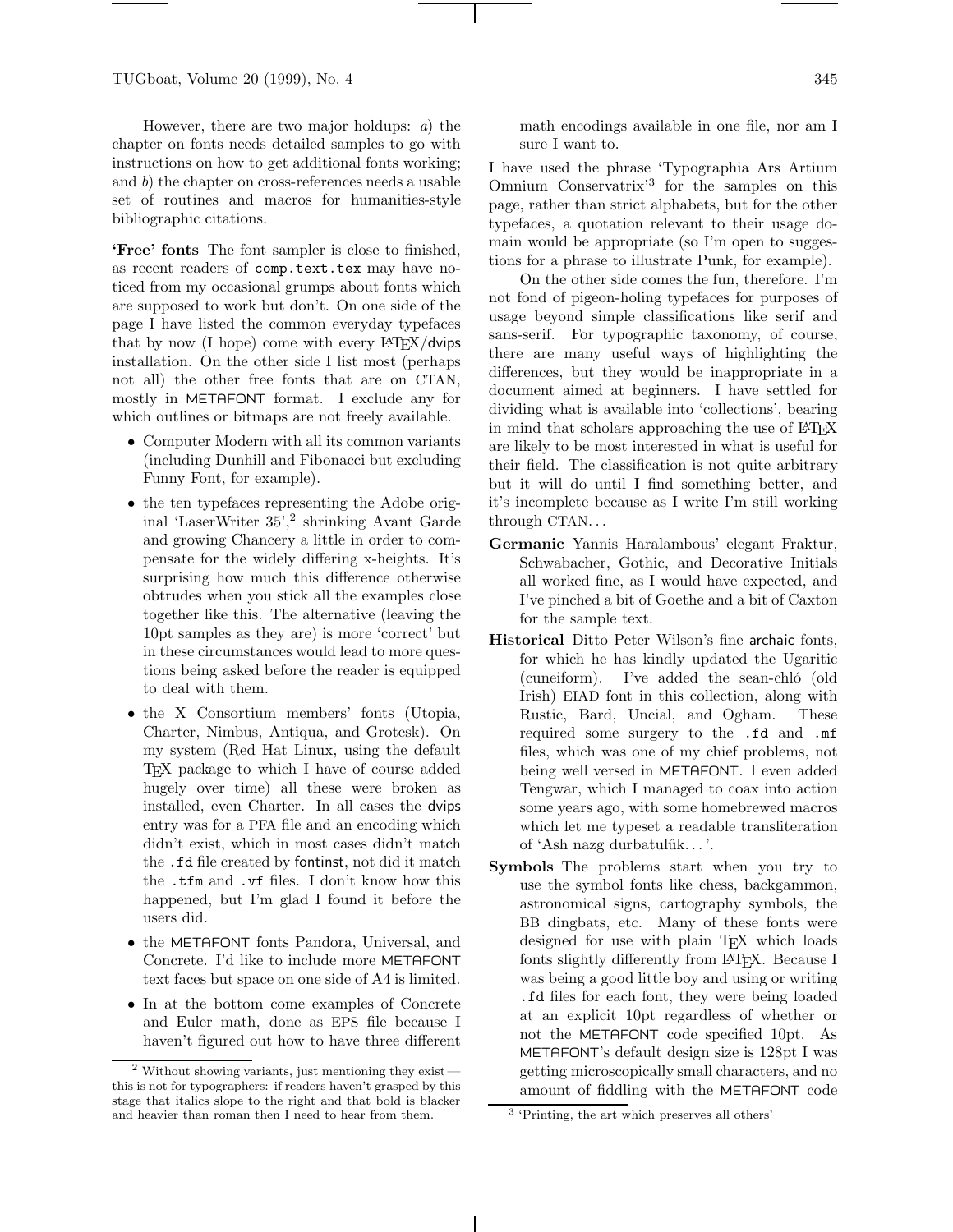However, there are two major holdups: *a*) the chapter on fonts needs detailed samples to go with instructions on how to get additional fonts working; and *b*) the chapter on cross-references needs a usable set of routines and macros for humanities-style bibliographic citations.

**'Free' fonts** The font sampler is close to finished, as recent readers of `comp.text.tex` may have noticed from my occasional grumps about fonts which are supposed to work but don't. On one side of the page I have listed the common everyday typefaces that by now (I hope) come with every LaTeX/dvips installation. On the other side I list most (perhaps not all) the other free fonts that are on CTAN, mostly in METAFONT format. I exclude any for which outlines or bitmaps are not freely available.

- Computer Modern with all its common variants (including Dunhill and Fibonacci but excluding Funny Font, for example).
- the ten typefaces representing the Adobe original 'LaserWriter 35',[2] shrinking Avant Garde and growing Chancery a little in order to compensate for the widely differing x-heights. It's surprising how much this difference otherwise obtrudes when you stick all the examples close together like this. The alternative (leaving the 10pt samples as they are) is more 'correct' but in these circumstances would lead to more questions being asked before the reader is equipped to deal with them.
- the X Consortium members' fonts (Utopia, Charter, Nimbus, Antiqua, and Grotesk). On my system (Red Hat Linux, using the default TeX package to which I have of course added hugely over time) all these were broken as installed, even Charter. In all cases the dvips entry was for a PFA file and an encoding which didn't exist, which in most cases didn't match the `.fd` file created by fontinst, not did it match the `.tfm` and `.vf` files. I don't know how this happened, but I'm glad I found it before the users did.
- the METAFONT fonts Pandora, Universal, and Concrete. I'd like to include more METAFONT text faces but space on one side of A4 is limited.
- In at the bottom come examples of Concrete and Euler math, done as EPS file because I haven't figured out how to have three different math encodings available in one file, nor am I sure I want to.

I have used the phrase 'Typographia Ars Artium Omnium Conservatrix'[3] for the samples on this page, rather than strict alphabets, but for the other typefaces, a quotation relevant to their usage domain would be appropriate (so I'm open to suggestions for a phrase to illustrate Punk, for example).

On the other side comes the fun, therefore. I'm not fond of pigeon-holing typefaces for purposes of usage beyond simple classifications like serif and sans-serif. For typographic taxonomy, of course, there are many useful ways of highlighting the differences, but they would be inappropriate in a document aimed at beginners. I have settled for dividing what is available into 'collections', bearing in mind that scholars approaching the use of LaTeX are likely to be most interested in what is useful for their field. The classification is not quite arbitrary but it will do until I find something better, and it's incomplete because as I write I'm still working through CTAN...

**Germanic** Yannis Haralambous' elegant Fraktur, Schwabacher, Gothic, and Decorative Initials all worked fine, as I would have expected, and I've pinched a bit of Goethe and a bit of Caxton for the sample text.

**Historical** Ditto Peter Wilson's fine archaic fonts, for which he has kindly updated the Ugaritic (cuneiform). I've added the sean-chló (old Irish) EIAD font in this collection, along with Rustic, Bard, Uncial, and Ogham. These required some surgery to the `.fd` and `.mf` files, which was one of my chief problems, not being well versed in METAFONT. I even added Tengwar, which I managed to coax into action some years ago, with some homebrewed macros which let me typeset a readable transliteration of 'Ash nazg durbatulûk...'.

**Symbols** The problems start when you try to use the symbol fonts like chess, backgammon, astronomical signs, cartography symbols, the BB dingbats, etc. Many of these fonts were designed for use with plain TeX which loads fonts slightly differently from LaTeX. Because I was being a good little boy and using or writing `.fd` files for each font, they were being loaded at an explicit 10pt regardless of whether or not the METAFONT code specified 10pt. As METAFONT's default design size is 128pt I was getting microscopically small characters, and no amount of fiddling with the METAFONT code

---

[2] Without showing variants, just mentioning they exist — this is not for typographers: if readers haven't grasped by this stage that italics slope to the right and that bold is blacker and heavier than roman then I need to hear from them.

[3] 'Printing, the art which preserves all others'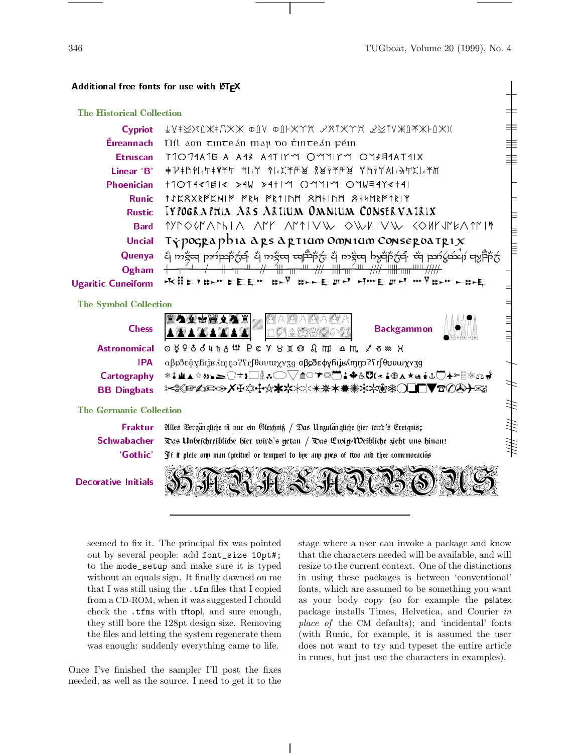## Additional free fonts for use with LaTeX

### The Historical Collection

| | |
|---|---|
| Cypriot | ↓Ⅴ‡⚻ⅹ⚹‡∩ⅩⅩ ⊕ⅅⅤ ⊕ⅅ⊦ⅩⅩⅩ ↗ⅩⅩⅩⅩ ↗⚻ⅤⅩⅩⅩ⊦ⅅⅩ) |
| Éireannach | Níl aon tinteán mar do thinteán féin |
| Etruscan | TΥΠΟΓΡΑΦΙΑ ΑΡΣ ΑΡΤΙΥΜ ΟΜΝΙΥΜ ΟΟΝΣΕΡΥΑΤΡΙΧ |
| Linear 'B' | |
| Phoenician | TYPOGRAPHIA ARS ARTIUM OMNIUM CONSERVATRIX |
| Runic | TYPOGRAPHIA ARS ARTIUM OMNIUM CONSERVATRIX |
| Rustic | TYPOGRAPHIA ARS ARTIUM OMNIUM CONSERVATRIX |
| Bard | TYPOGRAPHIA ARS ARTIUM OMNIUM CONSERVATRIX |
| Uncial | Typographia ars artium omnium conservatrix |
| Quenya | |
| Ogham | |
| Ugaritic Cuneiform | |

### The Symbol Collection

| | |
|---|---|
| Chess | |
| Backgammon | |
| Astronomical | ☉☿♀♁♂♃♄♅♆ ♇☾♈♉♊♋♌♍♎♏♐♑♒♓ |
| IPA | αβɕðɛɸɣɦɪʝʁʎɱŋɔʔʕɾʃθʊʋɯχʏʒɡ αβɕðɛɸɣɦɪʝʁʎɱŋɔʔʕɾʃθʊʋɯχʏʒɡ |
| Cartography | |
| BB Dingbats | |

### The Germanic Collection

| | |
|---|---|
| Fraktur | Alles Vergängliche ist nur ein Gleichniß / Das Unzulängliche hier wird's Ereigniß; |
| Schwabacher | Das Unbeschreibliche hier wird's getan / Das Ewig-Weibliche zieht uns hinan! |
| 'Gothic' | If it plese ony man spirituel or temporel to bye ony pyes of two and thre comemoracios |
| Decorative Initials | BARBALEANSOUS |

seemed to fix it. The principal fix was pointed out by several people: add `font_size 10pt#;` to the `mode_setup` and make sure it is typed without an equals sign. It finally dawned on me that I was still using the `.tfm` files that I copied from a CD-ROM, when it was suggested I should check the `.tfm`s with tftopl, and sure enough, they still bore the 128pt design size. Removing the files and letting the system regenerate them was enough: suddenly everything came to life.

Once I've finished the sampler I'll post the fixes needed, as well as the source. I need to get it to the stage where a user can invoke a package and know that the characters needed will be available, and will resize to the current context. One of the distinctions in using these packages is between 'conventional' fonts, which are assumed to be something you want as your body copy (so for example the pslatex package installs Times, Helvetica, and Courier *in place of* the CM defaults); and 'incidental' fonts (with Runic, for example, it is assumed the user does not want to try and typeset the entire article in runes, but just use the characters in examples).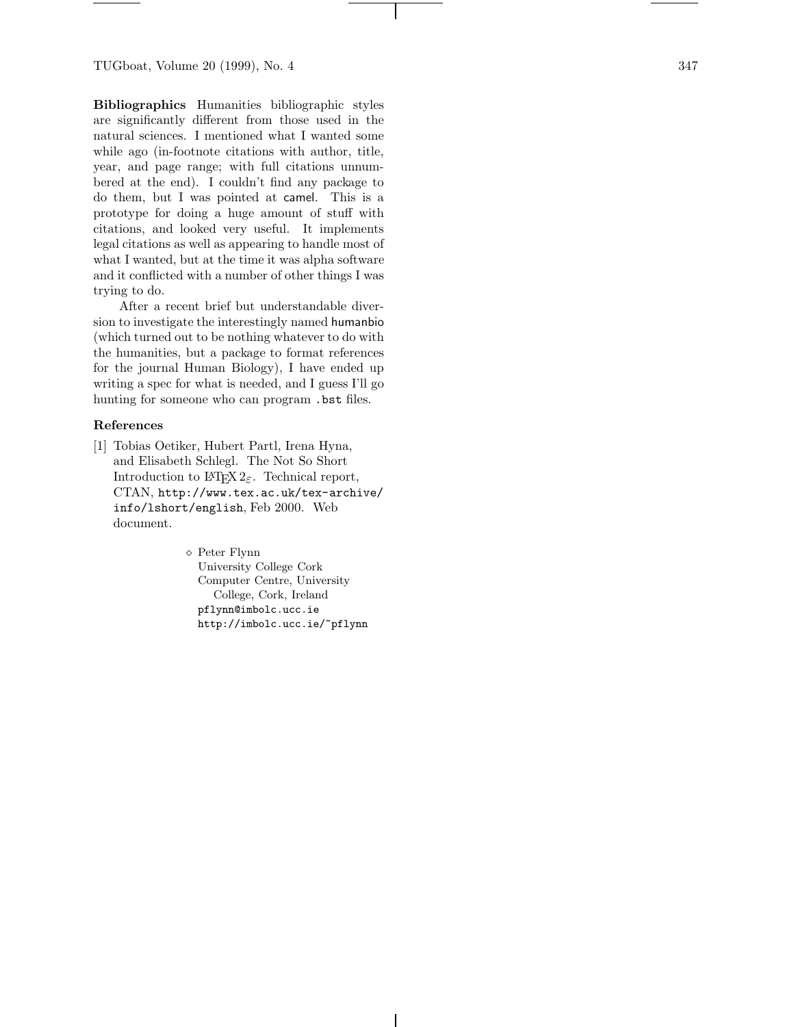**Bibliographics** Humanities bibliographic styles are significantly different from those used in the natural sciences. I mentioned what I wanted some while ago (in-footnote citations with author, title, year, and page range; with full citations unnumbered at the end). I couldn't find any package to do them, but I was pointed at camel. This is a prototype for doing a huge amount of stuff with citations, and looked very useful. It implements legal citations as well as appearing to handle most of what I wanted, but at the time it was alpha software and it conflicted with a number of other things I was trying to do.

After a recent brief but understandable diversion to investigate the interestingly named humanbio (which turned out to be nothing whatever to do with the humanities, but a package to format references for the journal Human Biology), I have ended up writing a spec for what is needed, and I guess I'll go hunting for someone who can program `.bst` files.

## References

[1] Tobias Oetiker, Hubert Partl, Irena Hyna, and Elisabeth Schlegl. The Not So Short Introduction to LaTeX $2_\varepsilon$. Technical report, CTAN, `http://www.tex.ac.uk/tex-archive/info/lshort/english`, Feb 2000. Web document.

◇ Peter Flynn
University College Cork
Computer Centre, University College, Cork, Ireland
`pflynn@imbolc.ucc.ie`
`http://imbolc.ucc.ie/~pflynn`